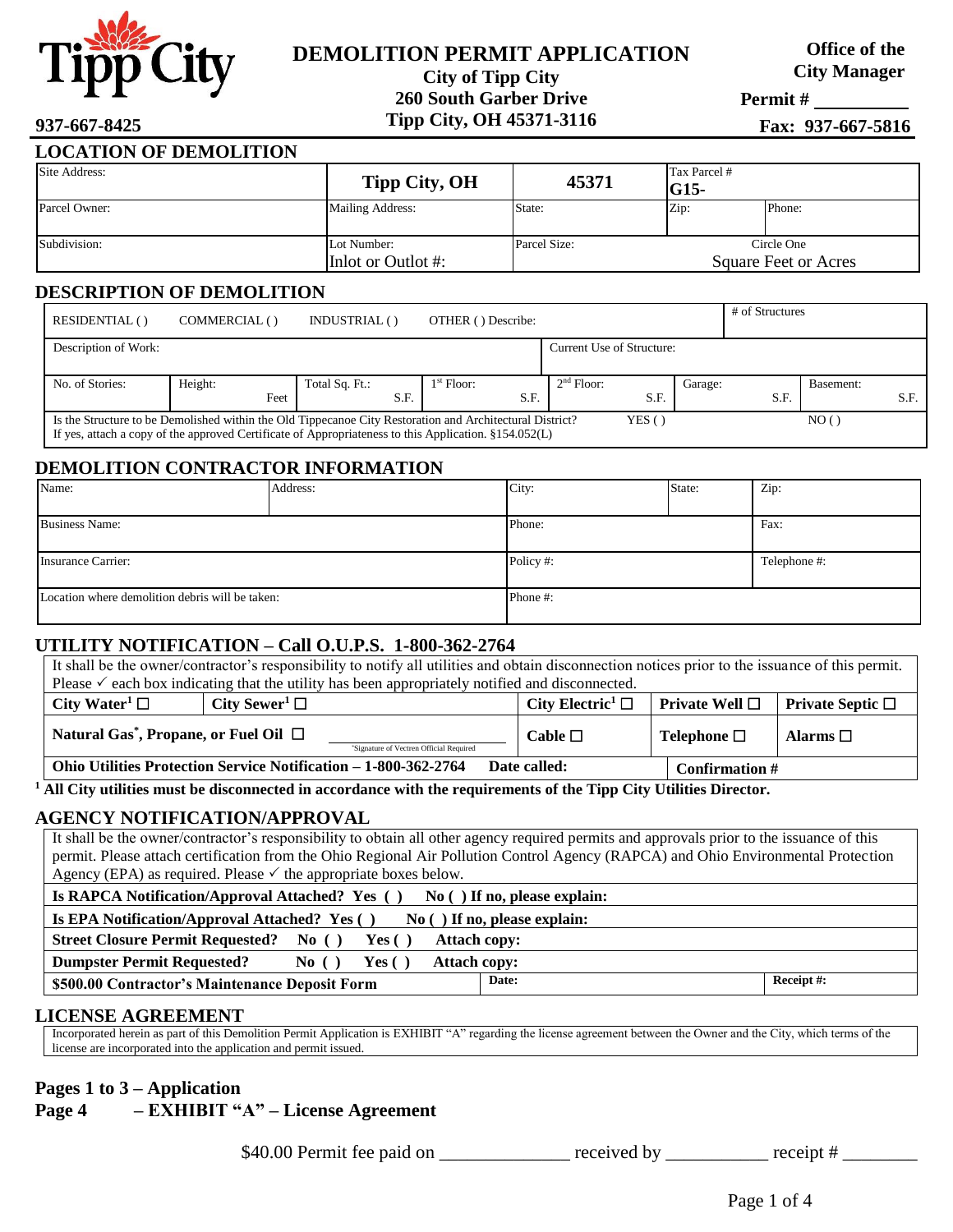Tipp City

# DEMOLITION PERMIT APPLICATION

**City of Tipp City**
**260 South Garber Drive**
**Tipp City, OH 45371-3116**

**937-667-8425**

**Office of the City Manager**

**Permit # ________**

**Fax: 937-667-5816**

## LOCATION OF DEMOLITION

| Site Address: | **Tipp City, OH** | **45371** | Tax Parcel # **G15-** | |
|---|---|---|---|---|
| Parcel Owner: | Mailing Address: | State: | Zip: | Phone: |
| Subdivision: | Lot Number: Inlot or Outlot #: | Parcel Size: | Circle One Square Feet or Acres | |

## DESCRIPTION OF DEMOLITION

| RESIDENTIAL ( ) | COMMERCIAL ( ) | INDUSTRIAL ( ) | OTHER ( ) Describe: | | | # of Structures |
|---|---|---|---|---|---|---|
| Description of Work: | | | | Current Use of Structure: | | |
| No. of Stories: | Height: Feet | Total Sq. Ft.: S.F. | 1st Floor: S.F. | 2nd Floor: S.F. | Garage: S.F. | Basement: S.F. |
| Is the Structure to be Demolished within the Old Tippecanoe City Restoration and Architectural District? If yes, attach a copy of the approved Certificate of Appropriateness to this Application. §154.052(L) | | | | YES ( ) | | NO ( ) |

## DEMOLITION CONTRACTOR INFORMATION

| Name: | Address: | City: | State: | Zip: |
|---|---|---|---|---|
| Business Name: | | Phone: | | Fax: |
| Insurance Carrier: | | Policy #: | | Telephone #: |
| Location where demolition debris will be taken: | | Phone #: | | |

## UTILITY NOTIFICATION – Call O.U.P.S. 1-800-362-2764

It shall be the owner/contractor's responsibility to notify all utilities and obtain disconnection notices prior to the issuance of this permit. Please ✓ each box indicating that the utility has been appropriately notified and disconnected.

| **City Water[1]** ☐ | **City Sewer[1]** ☐ | **City Electric[1]** ☐ | **Private Well** ☐ | **Private Septic** ☐ |
|---|---|---|---|---|
| **Natural Gas[*], Propane, or Fuel Oil** ☐ | ______ *Signature of Vectren Official Required | **Cable** ☐ | **Telephone** ☐ | **Alarms** ☐ |
| **Ohio Utilities Protection Service Notification – 1-800-362-2764** | **Date called:** | | **Confirmation #** | |

[1] **All City utilities must be disconnected in accordance with the requirements of the Tipp City Utilities Director.**

## AGENCY NOTIFICATION/APPROVAL

It shall be the owner/contractor's responsibility to obtain all other agency required permits and approvals prior to the issuance of this permit. Please attach certification from the Ohio Regional Air Pollution Control Agency (RAPCA) and Ohio Environmental Protection Agency (EPA) as required. Please ✓ the appropriate boxes below.

| | | |
|---|---|---|
| **Is RAPCA Notification/Approval Attached? Yes ( ) No ( ) If no, please explain:** | | |
| **Is EPA Notification/Approval Attached? Yes ( ) No ( ) If no, please explain:** | | |
| **Street Closure Permit Requested? No ( ) Yes ( ) Attach copy:** | | |
| **Dumpster Permit Requested? No ( ) Yes ( ) Attach copy:** | | |
| **$500.00 Contractor's Maintenance Deposit Form** | **Date:** | **Receipt #:** |

## LICENSE AGREEMENT

Incorporated herein as part of this Demolition Permit Application is EXHIBIT "A" regarding the license agreement between the Owner and the City, which terms of the license are incorporated into the application and permit issued.

**Pages 1 to 3 – Application**
**Page 4 – EXHIBIT "A" – License Agreement**

$40.00 Permit fee paid on _____________ received by __________ receipt # _______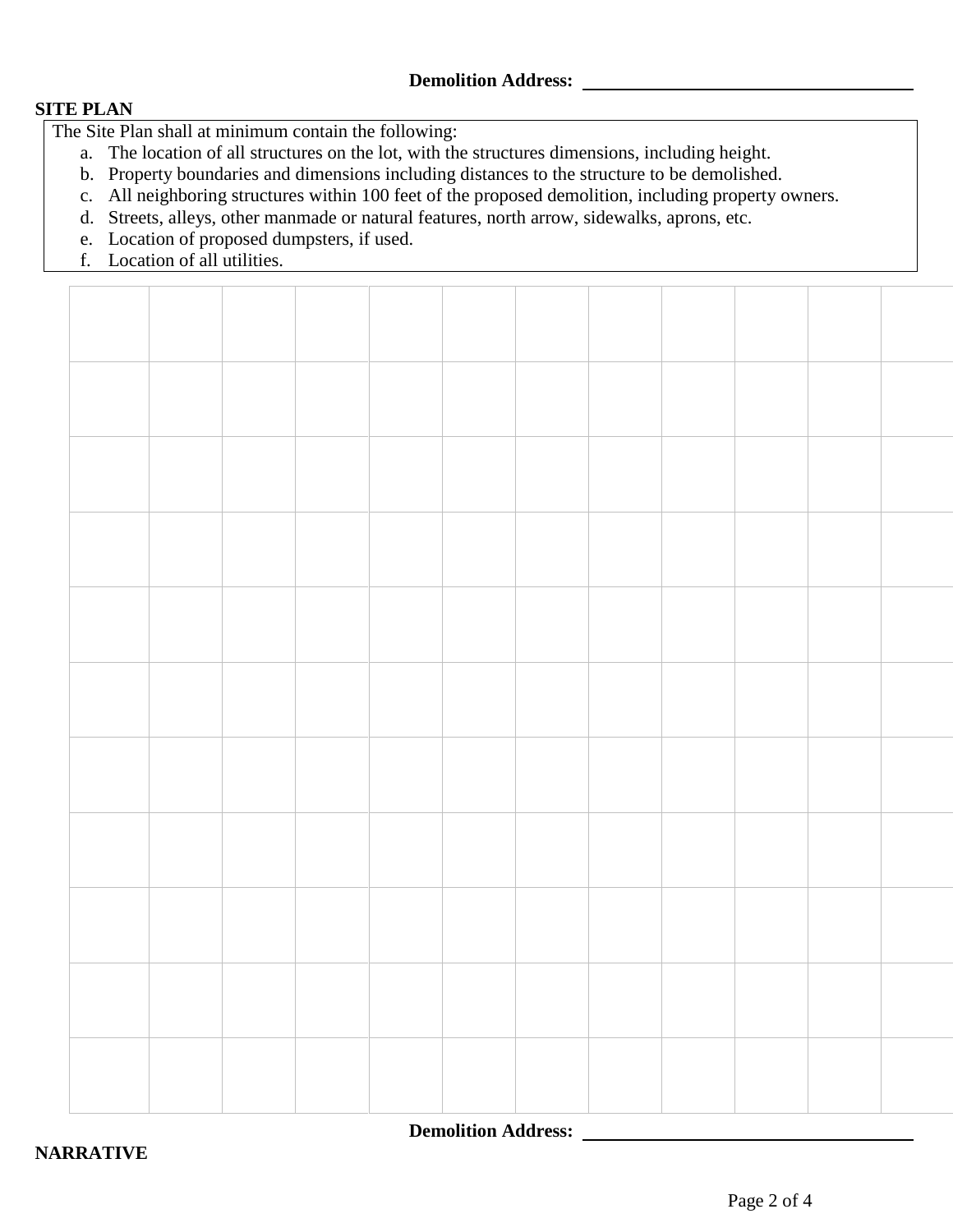**Demolition Address:** \_\_\_\_\_\_\_\_\_\_\_\_\_\_\_\_\_\_\_\_\_\_\_\_\_\_\_\_\_\_\_\_\_\_\_\_

## SITE PLAN

The Site Plan shall at minimum contain the following:

a. The location of all structures on the lot, with the structures dimensions, including height.
b. Property boundaries and dimensions including distances to the structure to be demolished.
c. All neighboring structures within 100 feet of the proposed demolition, including property owners.
d. Streets, alleys, other manmade or natural features, north arrow, sidewalks, aprons, etc.
e. Location of proposed dumpsters, if used.
f. Location of all utilities.

**Demolition Address:** \_\_\_\_\_\_\_\_\_\_\_\_\_\_\_\_\_\_\_\_\_\_\_\_\_\_\_\_\_\_\_\_\_\_\_\_

## NARRATIVE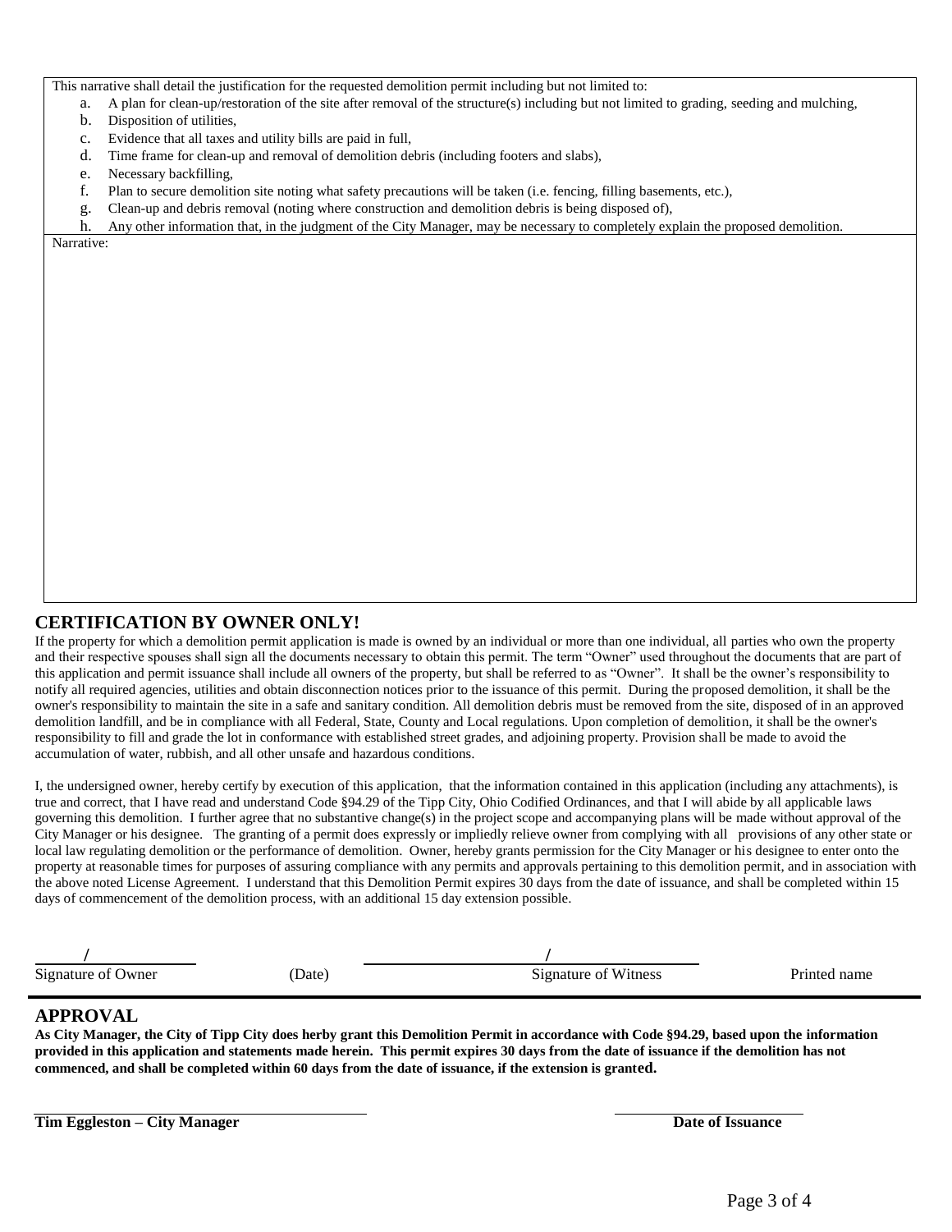This narrative shall detail the justification for the requested demolition permit including but not limited to:

a. A plan for clean-up/restoration of the site after removal of the structure(s) including but not limited to grading, seeding and mulching,
b. Disposition of utilities,
c. Evidence that all taxes and utility bills are paid in full,
d. Time frame for clean-up and removal of demolition debris (including footers and slabs),
e. Necessary backfilling,
f. Plan to secure demolition site noting what safety precautions will be taken (i.e. fencing, filling basements, etc.),
g. Clean-up and debris removal (noting where construction and demolition debris is being disposed of),
h. Any other information that, in the judgment of the City Manager, may be necessary to completely explain the proposed demolition.

Narrative:

## CERTIFICATION BY OWNER ONLY!

If the property for which a demolition permit application is made is owned by an individual or more than one individual, all parties who own the property and their respective spouses shall sign all the documents necessary to obtain this permit. The term "Owner" used throughout the documents that are part of this application and permit issuance shall include all owners of the property, but shall be referred to as "Owner". It shall be the owner's responsibility to notify all required agencies, utilities and obtain disconnection notices prior to the issuance of this permit. During the proposed demolition, it shall be the owner's responsibility to maintain the site in a safe and sanitary condition. All demolition debris must be removed from the site, disposed of in an approved demolition landfill, and be in compliance with all Federal, State, County and Local regulations. Upon completion of demolition, it shall be the owner's responsibility to fill and grade the lot in conformance with established street grades, and adjoining property. Provision shall be made to avoid the accumulation of water, rubbish, and all other unsafe and hazardous conditions.

I, the undersigned owner, hereby certify by execution of this application, that the information contained in this application (including any attachments), is true and correct, that I have read and understand Code §94.29 of the Tipp City, Ohio Codified Ordinances, and that I will abide by all applicable laws governing this demolition. I further agree that no substantive change(s) in the project scope and accompanying plans will be made without approval of the City Manager or his designee. The granting of a permit does expressly or impliedly relieve owner from complying with all provisions of any other state or local law regulating demolition or the performance of demolition. Owner, hereby grants permission for the City Manager or his designee to enter onto the property at reasonable times for purposes of assuring compliance with any permits and approvals pertaining to this demolition permit, and in association with the above noted License Agreement. I understand that this Demolition Permit expires 30 days from the date of issuance, and shall be completed within 15 days of commencement of the demolition process, with an additional 15 day extension possible.

_____/__________ (Date) _____________/_____________

Signature of Owner (Date) Signature of Witness Printed name

## APPROVAL

**As City Manager, the City of Tipp City does herby grant this Demolition Permit in accordance with Code §94.29, based upon the information provided in this application and statements made herein. This permit expires 30 days from the date of issuance if the demolition has not commenced, and shall be completed within 60 days from the date of issuance, if the extension is granted.**

_______________________________ _______________

**Tim Eggleston – City Manager** **Date of Issuance**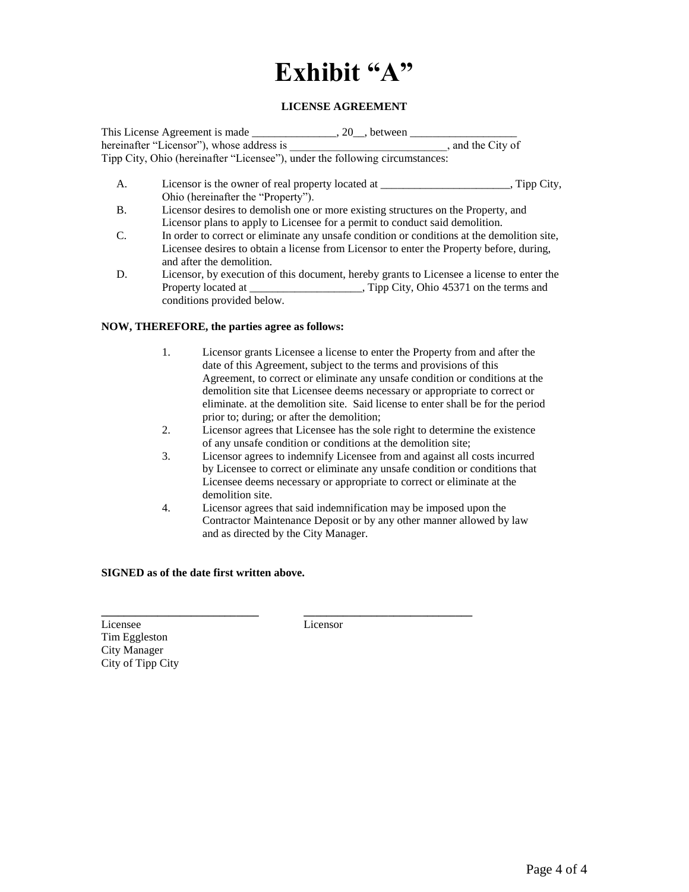# Exhibit "A"

**LICENSE AGREEMENT**

This License Agreement is made _______________, 20__, between ___________________ hereinafter "Licensor"), whose address is ____________________________, and the City of Tipp City, Ohio (hereinafter "Licensee"), under the following circumstances:

A. Licensor is the owner of real property located at _______________________, Tipp City, Ohio (hereinafter the "Property").

B. Licensor desires to demolish one or more existing structures on the Property, and Licensor plans to apply to Licensee for a permit to conduct said demolition.

C. In order to correct or eliminate any unsafe condition or conditions at the demolition site, Licensee desires to obtain a license from Licensor to enter the Property before, during, and after the demolition.

D. Licensor, by execution of this document, hereby grants to Licensee a license to enter the Property located at ____________________, Tipp City, Ohio 45371 on the terms and conditions provided below.

**NOW, THEREFORE, the parties agree as follows:**

1. Licensor grants Licensee a license to enter the Property from and after the date of this Agreement, subject to the terms and provisions of this Agreement, to correct or eliminate any unsafe condition or conditions at the demolition site that Licensee deems necessary or appropriate to correct or eliminate. at the demolition site. Said license to enter shall be for the period prior to; during; or after the demolition;
2. Licensor agrees that Licensee has the sole right to determine the existence of any unsafe condition or conditions at the demolition site;
3. Licensor agrees to indemnify Licensee from and against all costs incurred by Licensee to correct or eliminate any unsafe condition or conditions that Licensee deems necessary or appropriate to correct or eliminate at the demolition site.
4. Licensor agrees that said indemnification may be imposed upon the Contractor Maintenance Deposit or by any other manner allowed by law and as directed by the City Manager.

**SIGNED as of the date first written above.**

| | |
|---|---|
| ____________________________ | ______________________________ |
| Licensee | Licensor |
| Tim Eggleston | |
| City Manager | |
| City of Tipp City | |